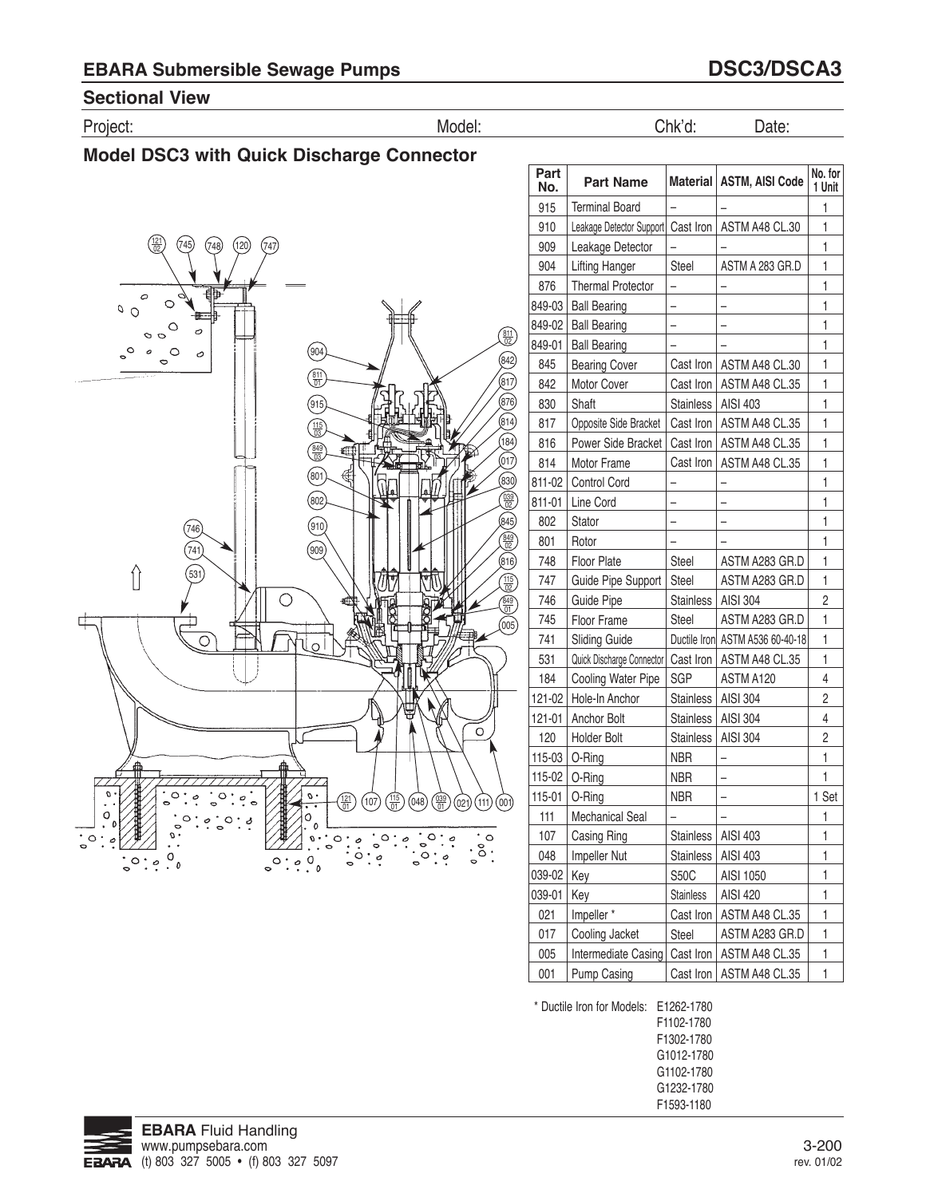## EBARA Submersible Sewage Pumps

## DSC3/DSCA3

### Sectional View

Project: Model: Chk'd: Date:

### Model DSC3 with Quick Discharge Connector

| Part No. | Part Name | Material | ASTM, AISI Code | No. for 1 Unit |
|---|---|---|---|---|
| 915 | Terminal Board | – | – | 1 |
| 910 | Leakage Detector Support | Cast Iron | ASTM A48 CL.30 | 1 |
| 909 | Leakage Detector | – | – | 1 |
| 904 | Lifting Hanger | Steel | ASTM A 283 GR.D | 1 |
| 876 | Thermal Protector | – | – | 1 |
| 849-03 | Ball Bearing | – | – | 1 |
| 849-02 | Ball Bearing | – | – | 1 |
| 849-01 | Ball Bearing | – | – | 1 |
| 845 | Bearing Cover | Cast Iron | ASTM A48 CL.30 | 1 |
| 842 | Motor Cover | Cast Iron | ASTM A48 CL.35 | 1 |
| 830 | Shaft | Stainless | AISI 403 | 1 |
| 817 | Opposite Side Bracket | Cast Iron | ASTM A48 CL.35 | 1 |
| 816 | Power Side Bracket | Cast Iron | ASTM A48 CL.35 | 1 |
| 814 | Motor Frame | Cast Iron | ASTM A48 CL.35 | 1 |
| 811-02 | Control Cord | – | – | 1 |
| 811-01 | Line Cord | – | – | 1 |
| 802 | Stator | – | – | 1 |
| 801 | Rotor | – | – | 1 |
| 748 | Floor Plate | Steel | ASTM A283 GR.D | 1 |
| 747 | Guide Pipe Support | Steel | ASTM A283 GR.D | 1 |
| 746 | Guide Pipe | Stainless | AISI 304 | 2 |
| 745 | Floor Frame | Steel | ASTM A283 GR.D | 1 |
| 741 | Sliding Guide | Ductile Iron | ASTM A536 60-40-18 | 1 |
| 531 | Quick Discharge Connector | Cast Iron | ASTM A48 CL.35 | 1 |
| 184 | Cooling Water Pipe | SGP | ASTM A120 | 4 |
| 121-02 | Hole-In Anchor | Stainless | AISI 304 | 2 |
| 121-01 | Anchor Bolt | Stainless | AISI 304 | 4 |
| 120 | Holder Bolt | Stainless | AISI 304 | 2 |
| 115-03 | O-Ring | NBR | – | 1 |
| 115-02 | O-Ring | NBR | – | 1 |
| 115-01 | O-Ring | NBR | – | 1 Set |
| 111 | Mechanical Seal | – | – | 1 |
| 107 | Casing Ring | Stainless | AISI 403 | 1 |
| 048 | Impeller Nut | Stainless | AISI 403 | 1 |
| 039-02 | Key | S50C | AISI 1050 | 1 |
| 039-01 | Key | Stainless | AISI 420 | 1 |
| 021 | Impeller * | Cast Iron | ASTM A48 CL.35 | 1 |
| 017 | Cooling Jacket | Steel | ASTM A283 GR.D | 1 |
| 005 | Intermediate Casing | Cast Iron | ASTM A48 CL.35 | 1 |
| 001 | Pump Casing | Cast Iron | ASTM A48 CL.35 | 1 |

\* Ductile Iron for Models: E1262-1780, F1102-1780, F1302-1780, G1012-1780, G1102-1780, G1232-1780, F1593-1180

**EBARA** Fluid Handling
www.pumpsebara.com
(t) 803 327 5005 • (f) 803 327 5097

3-200
rev. 01/02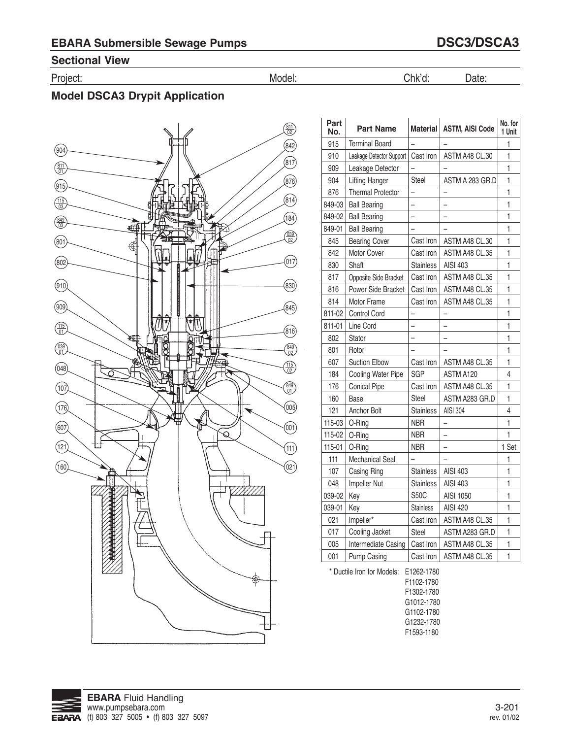## EBARA Submersible Sewage Pumps

## DSC3/DSCA3

### Sectional View

Project: Model: Chk'd: Date:

### Model DSCA3 Drypit Application

| Part No. | Part Name | Material | ASTM, AISI Code | No. for 1 Unit |
|---|---|---|---|---|
| 915 | Terminal Board | – | – | 1 |
| 910 | Leakage Detector Support | Cast Iron | ASTM A48 CL.30 | 1 |
| 909 | Leakage Detector | – | – | 1 |
| 904 | Lifting Hanger | Steel | ASTM A 283 GR.D | 1 |
| 876 | Thermal Protector | – | – | 1 |
| 849-03 | Ball Bearing | – | – | 1 |
| 849-02 | Ball Bearing | – | – | 1 |
| 849-01 | Ball Bearing | – | – | 1 |
| 845 | Bearing Cover | Cast Iron | ASTM A48 CL.30 | 1 |
| 842 | Motor Cover | Cast Iron | ASTM A48 CL.35 | 1 |
| 830 | Shaft | Stainless | AISI 403 | 1 |
| 817 | Opposite Side Bracket | Cast Iron | ASTM A48 CL.35 | 1 |
| 816 | Power Side Bracket | Cast Iron | ASTM A48 CL.35 | 1 |
| 814 | Motor Frame | Cast Iron | ASTM A48 CL.35 | 1 |
| 811-02 | Control Cord | – | – | 1 |
| 811-01 | Line Cord | – | – | 1 |
| 802 | Stator | – | – | 1 |
| 801 | Rotor | – | – | 1 |
| 607 | Suction Elbow | Cast Iron | ASTM A48 CL.35 | 1 |
| 184 | Cooling Water Pipe | SGP | ASTM A120 | 4 |
| 176 | Conical Pipe | Cast Iron | ASTM A48 CL.35 | 1 |
| 160 | Base | Steel | ASTM A283 GR.D | 1 |
| 121 | Anchor Bolt | Stainless | AISI 304 | 4 |
| 115-03 | O-Ring | NBR | – | 1 |
| 115-02 | O-Ring | NBR | – | 1 |
| 115-01 | O-Ring | NBR | – | 1 Set |
| 111 | Mechanical Seal | – | – | 1 |
| 107 | Casing Ring | Stainless | AISI 403 | 1 |
| 048 | Impeller Nut | Stainless | AISI 403 | 1 |
| 039-02 | Key | S50C | AISI 1050 | 1 |
| 039-01 | Key | Stainless | AISI 420 | 1 |
| 021 | Impeller* | Cast Iron | ASTM A48 CL.35 | 1 |
| 017 | Cooling Jacket | Steel | ASTM A283 GR.D | 1 |
| 005 | Intermediate Casing | Cast Iron | ASTM A48 CL.35 | 1 |
| 001 | Pump Casing | Cast Iron | ASTM A48 CL.35 | 1 |

\* Ductile Iron for Models: E1262-1780
F1102-1780
F1302-1780
G1012-1780
G1102-1780
G1232-1780
F1593-1180

**EBARA** Fluid Handling
www.pumpsebara.com
(t) 803 327 5005 • (f) 803 327 5097

3-201
rev. 01/02